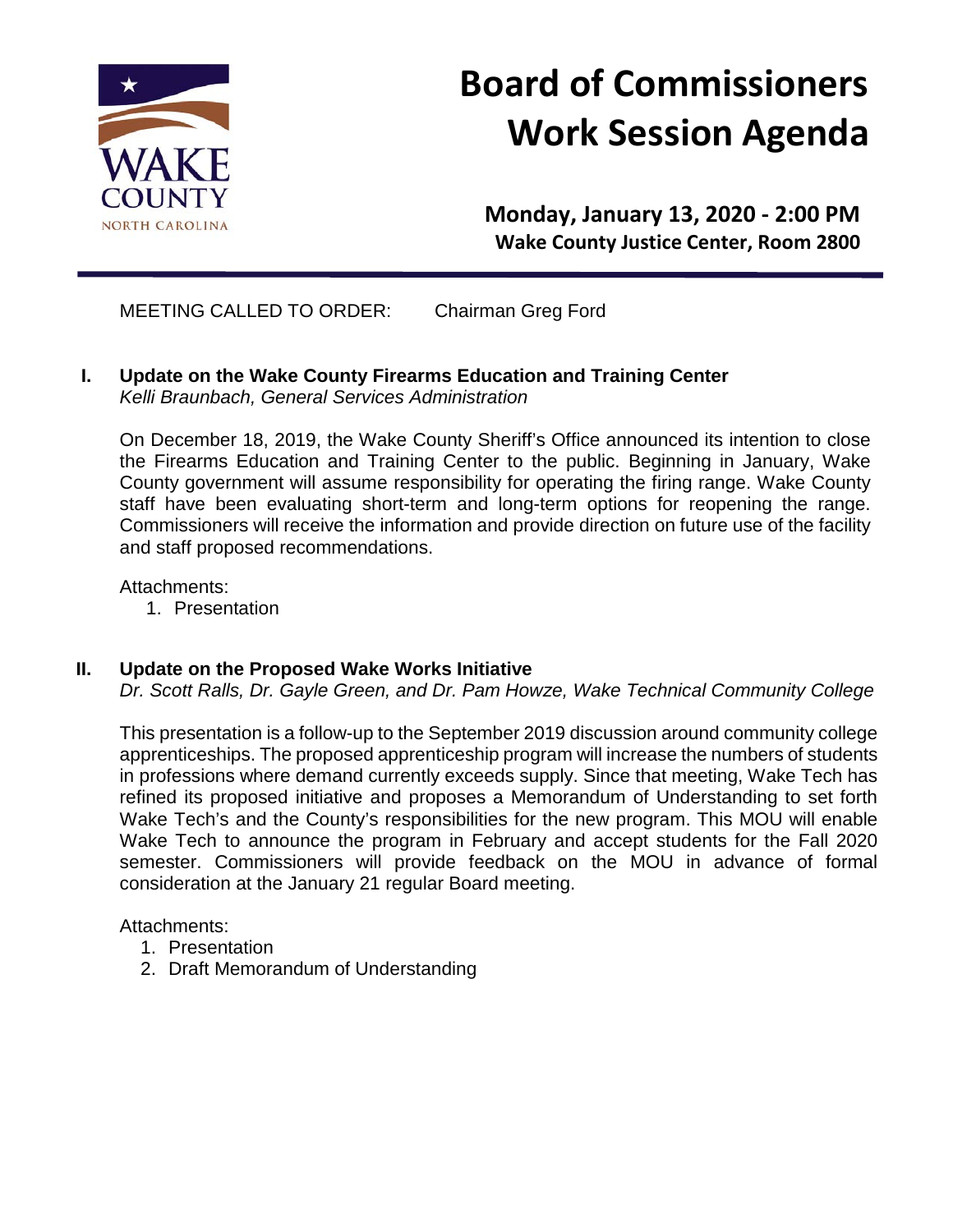WAKE COUNTY
NORTH CAROLINA

# Board of Commissioners Work Session Agenda

**Monday, January 13, 2020 - 2:00 PM**
**Wake County Justice Center, Room 2800**

MEETING CALLED TO ORDER: Chairman Greg Ford

## I. Update on the Wake County Firearms Education and Training Center

*Kelli Braunbach, General Services Administration*

On December 18, 2019, the Wake County Sheriff's Office announced its intention to close the Firearms Education and Training Center to the public. Beginning in January, Wake County government will assume responsibility for operating the firing range. Wake County staff have been evaluating short-term and long-term options for reopening the range. Commissioners will receive the information and provide direction on future use of the facility and staff proposed recommendations.

Attachments:

1. Presentation

## II. Update on the Proposed Wake Works Initiative

*Dr. Scott Ralls, Dr. Gayle Green, and Dr. Pam Howze, Wake Technical Community College*

This presentation is a follow-up to the September 2019 discussion around community college apprenticeships. The proposed apprenticeship program will increase the numbers of students in professions where demand currently exceeds supply. Since that meeting, Wake Tech has refined its proposed initiative and proposes a Memorandum of Understanding to set forth Wake Tech's and the County's responsibilities for the new program. This MOU will enable Wake Tech to announce the program in February and accept students for the Fall 2020 semester. Commissioners will provide feedback on the MOU in advance of formal consideration at the January 21 regular Board meeting.

Attachments:

1. Presentation
2. Draft Memorandum of Understanding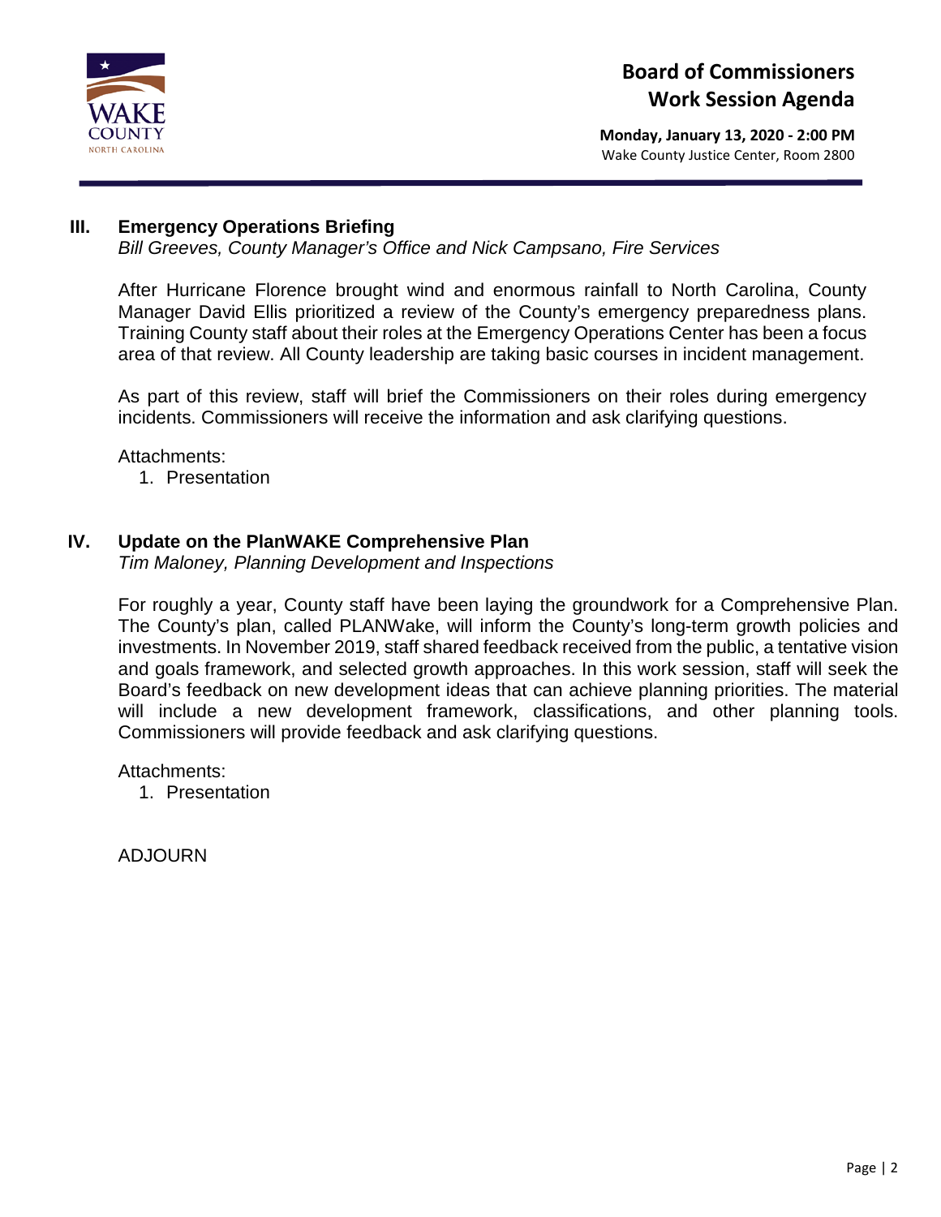## III. Emergency Operations Briefing

*Bill Greeves, County Manager's Office and Nick Campsano, Fire Services*

After Hurricane Florence brought wind and enormous rainfall to North Carolina, County Manager David Ellis prioritized a review of the County's emergency preparedness plans. Training County staff about their roles at the Emergency Operations Center has been a focus area of that review. All County leadership are taking basic courses in incident management.

As part of this review, staff will brief the Commissioners on their roles during emergency incidents. Commissioners will receive the information and ask clarifying questions.

Attachments:

1. Presentation

## IV. Update on the PlanWAKE Comprehensive Plan

*Tim Maloney, Planning Development and Inspections*

For roughly a year, County staff have been laying the groundwork for a Comprehensive Plan. The County's plan, called PLANWake, will inform the County's long-term growth policies and investments. In November 2019, staff shared feedback received from the public, a tentative vision and goals framework, and selected growth approaches. In this work session, staff will seek the Board's feedback on new development ideas that can achieve planning priorities. The material will include a new development framework, classifications, and other planning tools. Commissioners will provide feedback and ask clarifying questions.

Attachments:

1. Presentation

ADJOURN